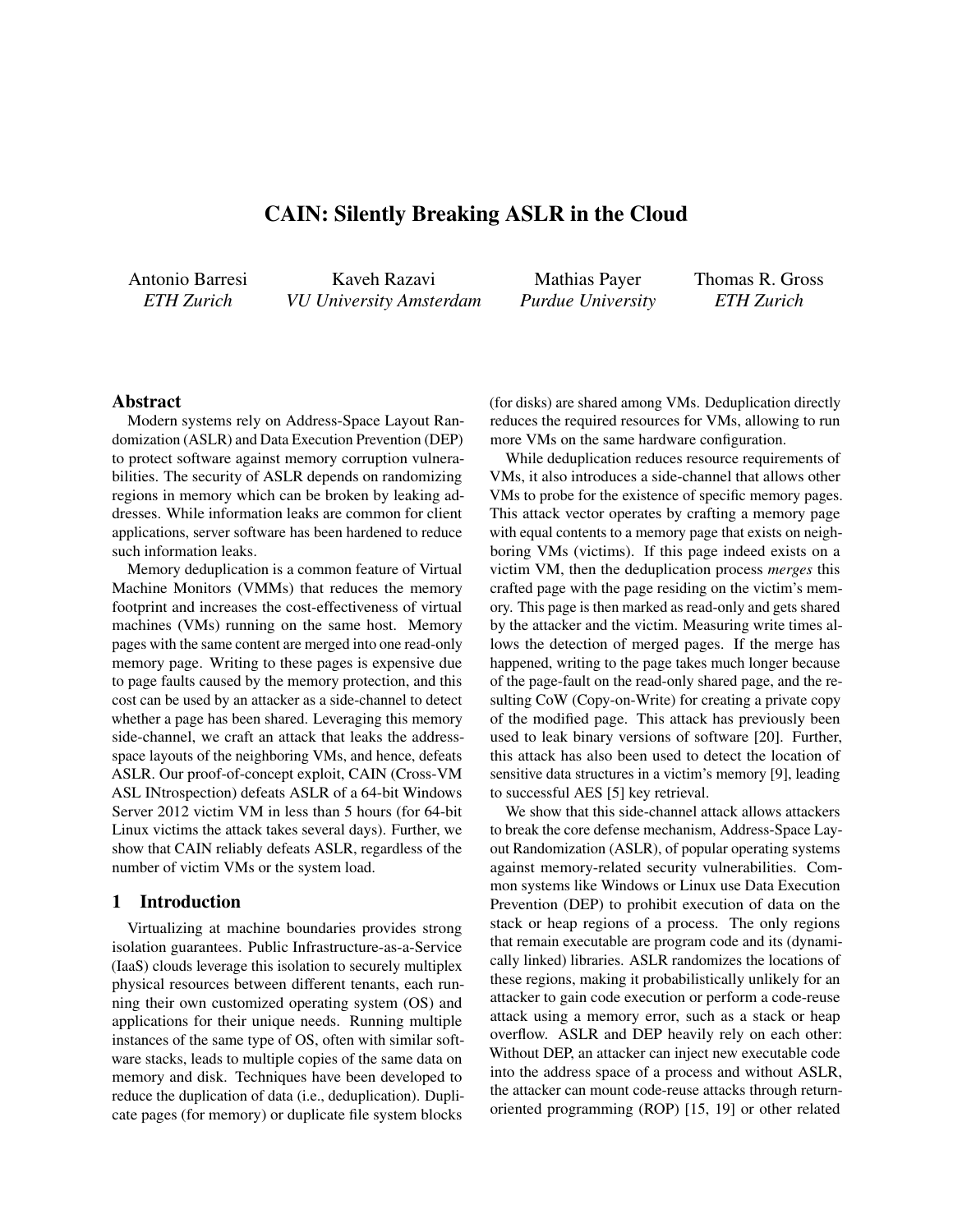# CAIN: Silently Breaking ASLR in the Cloud

Antonio Barresi
*ETH Zurich*

Kaveh Razavi
*VU University Amsterdam*

Mathias Payer
*Purdue University*

Thomas R. Gross
*ETH Zurich*

## Abstract

Modern systems rely on Address-Space Layout Randomization (ASLR) and Data Execution Prevention (DEP) to protect software against memory corruption vulnerabilities. The security of ASLR depends on randomizing regions in memory which can be broken by leaking addresses. While information leaks are common for client applications, server software has been hardened to reduce such information leaks.

Memory deduplication is a common feature of Virtual Machine Monitors (VMMs) that reduces the memory footprint and increases the cost-effectiveness of virtual machines (VMs) running on the same host. Memory pages with the same content are merged into one read-only memory page. Writing to these pages is expensive due to page faults caused by the memory protection, and this cost can be used by an attacker as a side-channel to detect whether a page has been shared. Leveraging this memory side-channel, we craft an attack that leaks the address-space layouts of the neighboring VMs, and hence, defeats ASLR. Our proof-of-concept exploit, CAIN (Cross-VM ASL INtrospection) defeats ASLR of a 64-bit Windows Server 2012 victim VM in less than 5 hours (for 64-bit Linux victims the attack takes several days). Further, we show that CAIN reliably defeats ASLR, regardless of the number of victim VMs or the system load.

## 1 Introduction

Virtualizing at machine boundaries provides strong isolation guarantees. Public Infrastructure-as-a-Service (IaaS) clouds leverage this isolation to securely multiplex physical resources between different tenants, each running their own customized operating system (OS) and applications for their unique needs. Running multiple instances of the same type of OS, often with similar software stacks, leads to multiple copies of the same data on memory and disk. Techniques have been developed to reduce the duplication of data (i.e., deduplication). Duplicate pages (for memory) or duplicate file system blocks (for disks) are shared among VMs. Deduplication directly reduces the required resources for VMs, allowing to run more VMs on the same hardware configuration.

While deduplication reduces resource requirements of VMs, it also introduces a side-channel that allows other VMs to probe for the existence of specific memory pages. This attack vector operates by crafting a memory page with equal contents to a memory page that exists on neighboring VMs (victims). If this page indeed exists on a victim VM, then the deduplication process *merges* this crafted page with the page residing on the victim's memory. This page is then marked as read-only and gets shared by the attacker and the victim. Measuring write times allows the detection of merged pages. If the merge has happened, writing to the page takes much longer because of the page-fault on the read-only shared page, and the resulting CoW (Copy-on-Write) for creating a private copy of the modified page. This attack has previously been used to leak binary versions of software [20]. Further, this attack has also been used to detect the location of sensitive data structures in a victim's memory [9], leading to successful AES [5] key retrieval.

We show that this side-channel attack allows attackers to break the core defense mechanism, Address-Space Layout Randomization (ASLR), of popular operating systems against memory-related security vulnerabilities. Common systems like Windows or Linux use Data Execution Prevention (DEP) to prohibit execution of data on the stack or heap regions of a process. The only regions that remain executable are program code and its (dynamically linked) libraries. ASLR randomizes the locations of these regions, making it probabilistically unlikely for an attacker to gain code execution or perform a code-reuse attack using a memory error, such as a stack or heap overflow. ASLR and DEP heavily rely on each other: Without DEP, an attacker can inject new executable code into the address space of a process and without ASLR, the attacker can mount code-reuse attacks through return-oriented programming (ROP) [15, 19] or other related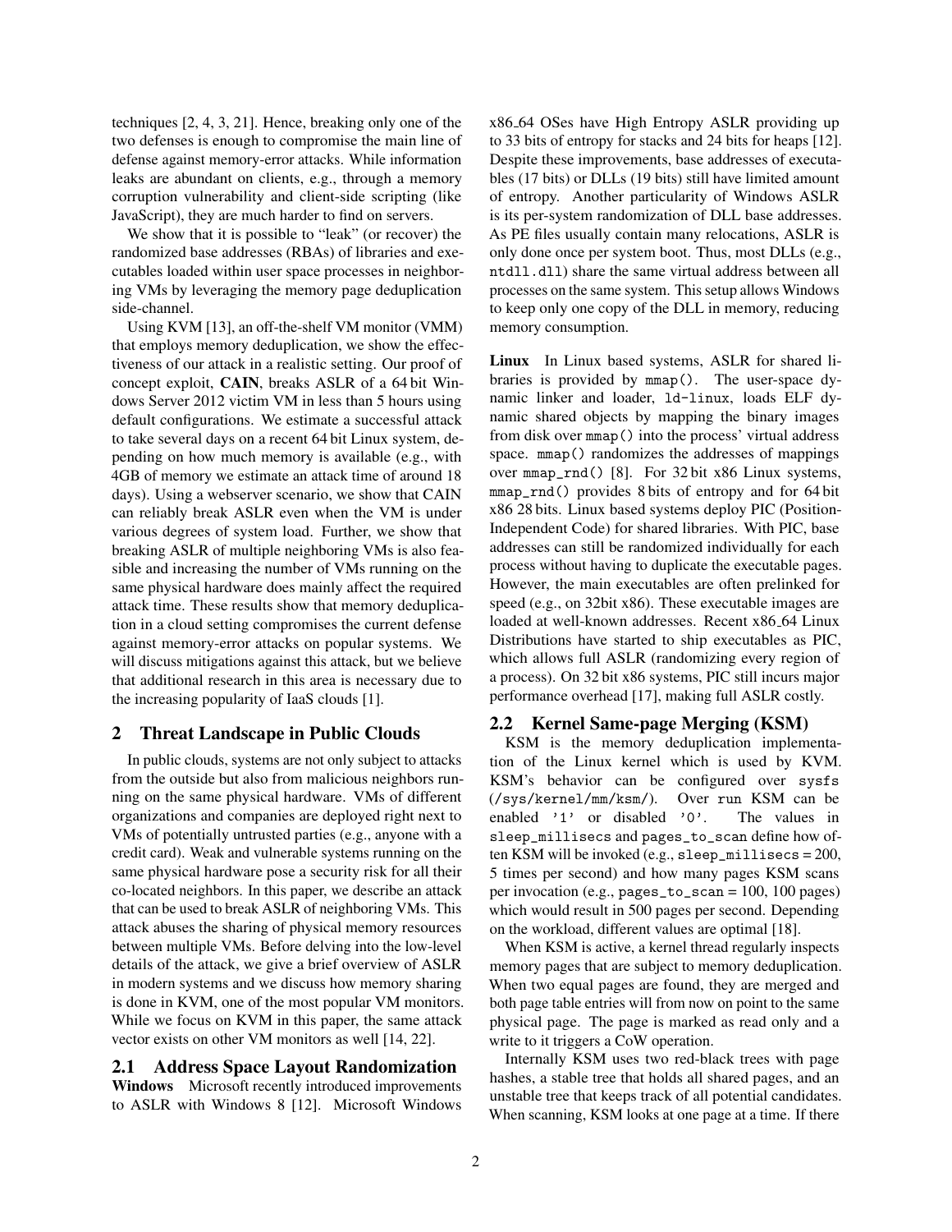techniques [2, 4, 3, 21]. Hence, breaking only one of the two defenses is enough to compromise the main line of defense against memory-error attacks. While information leaks are abundant on clients, e.g., through a memory corruption vulnerability and client-side scripting (like JavaScript), they are much harder to find on servers.

We show that it is possible to "leak" (or recover) the randomized base addresses (RBAs) of libraries and executables loaded within user space processes in neighboring VMs by leveraging the memory page deduplication side-channel.

Using KVM [13], an off-the-shelf VM monitor (VMM) that employs memory deduplication, we show the effectiveness of our attack in a realistic setting. Our proof of concept exploit, **CAIN**, breaks ASLR of a 64 bit Windows Server 2012 victim VM in less than 5 hours using default configurations. We estimate a successful attack to take several days on a recent 64 bit Linux system, depending on how much memory is available (e.g., with 4GB of memory we estimate an attack time of around 18 days). Using a webserver scenario, we show that CAIN can reliably break ASLR even when the VM is under various degrees of system load. Further, we show that breaking ASLR of multiple neighboring VMs is also feasible and increasing the number of VMs running on the same physical hardware does mainly affect the required attack time. These results show that memory deduplication in a cloud setting compromises the current defense against memory-error attacks on popular systems. We will discuss mitigations against this attack, but we believe that additional research in this area is necessary due to the increasing popularity of IaaS clouds [1].

## 2 Threat Landscape in Public Clouds

In public clouds, systems are not only subject to attacks from the outside but also from malicious neighbors running on the same physical hardware. VMs of different organizations and companies are deployed right next to VMs of potentially untrusted parties (e.g., anyone with a credit card). Weak and vulnerable systems running on the same physical hardware pose a security risk for all their co-located neighbors. In this paper, we describe an attack that can be used to break ASLR of neighboring VMs. This attack abuses the sharing of physical memory resources between multiple VMs. Before delving into the low-level details of the attack, we give a brief overview of ASLR in modern systems and we discuss how memory sharing is done in KVM, one of the most popular VM monitors. While we focus on KVM in this paper, the same attack vector exists on other VM monitors as well [14, 22].

### 2.1 Address Space Layout Randomization

**Windows** Microsoft recently introduced improvements to ASLR with Windows 8 [12]. Microsoft Windows x86_64 OSes have High Entropy ASLR providing up to 33 bits of entropy for stacks and 24 bits for heaps [12]. Despite these improvements, base addresses of executables (17 bits) or DLLs (19 bits) still have limited amount of entropy. Another particularity of Windows ASLR is its per-system randomization of DLL base addresses. As PE files usually contain many relocations, ASLR is only done once per system boot. Thus, most DLLs (e.g., `ntdll.dll`) share the same virtual address between all processes on the same system. This setup allows Windows to keep only one copy of the DLL in memory, reducing memory consumption.

**Linux** In Linux based systems, ASLR for shared libraries is provided by `mmap()`. The user-space dynamic linker and loader, `ld-linux`, loads ELF dynamic shared objects by mapping the binary images from disk over `mmap()` into the process' virtual address space. `mmap()` randomizes the addresses of mappings over `mmap_rnd()` [8]. For 32 bit x86 Linux systems, `mmap_rnd()` provides 8 bits of entropy and for 64 bit x86 28 bits. Linux based systems deploy PIC (Position-Independent Code) for shared libraries. With PIC, base addresses can still be randomized individually for each process without having to duplicate the executable pages. However, the main executables are often prelinked for speed (e.g., on 32bit x86). These executable images are loaded at well-known addresses. Recent x86_64 Linux Distributions have started to ship executables as PIC, which allows full ASLR (randomizing every region of a process). On 32 bit x86 systems, PIC still incurs major performance overhead [17], making full ASLR costly.

### 2.2 Kernel Same-page Merging (KSM)

KSM is the memory deduplication implementation of the Linux kernel which is used by KVM. KSM's behavior can be configured over `sysfs` (`/sys/kernel/mm/ksm/`). Over `run` KSM can be enabled '1' or disabled '0'. The values in `sleep_millisecs` and `pages_to_scan` define how often KSM will be invoked (e.g., `sleep_millisecs` = 200, 5 times per second) and how many pages KSM scans per invocation (e.g., `pages_to_scan` = 100, 100 pages) which would result in 500 pages per second. Depending on the workload, different values are optimal [18].

When KSM is active, a kernel thread regularly inspects memory pages that are subject to memory deduplication. When two equal pages are found, they are merged and both page table entries will from now on point to the same physical page. The page is marked as read only and a write to it triggers a CoW operation.

Internally KSM uses two red-black trees with page hashes, a stable tree that holds all shared pages, and an unstable tree that keeps track of all potential candidates. When scanning, KSM looks at one page at a time. If there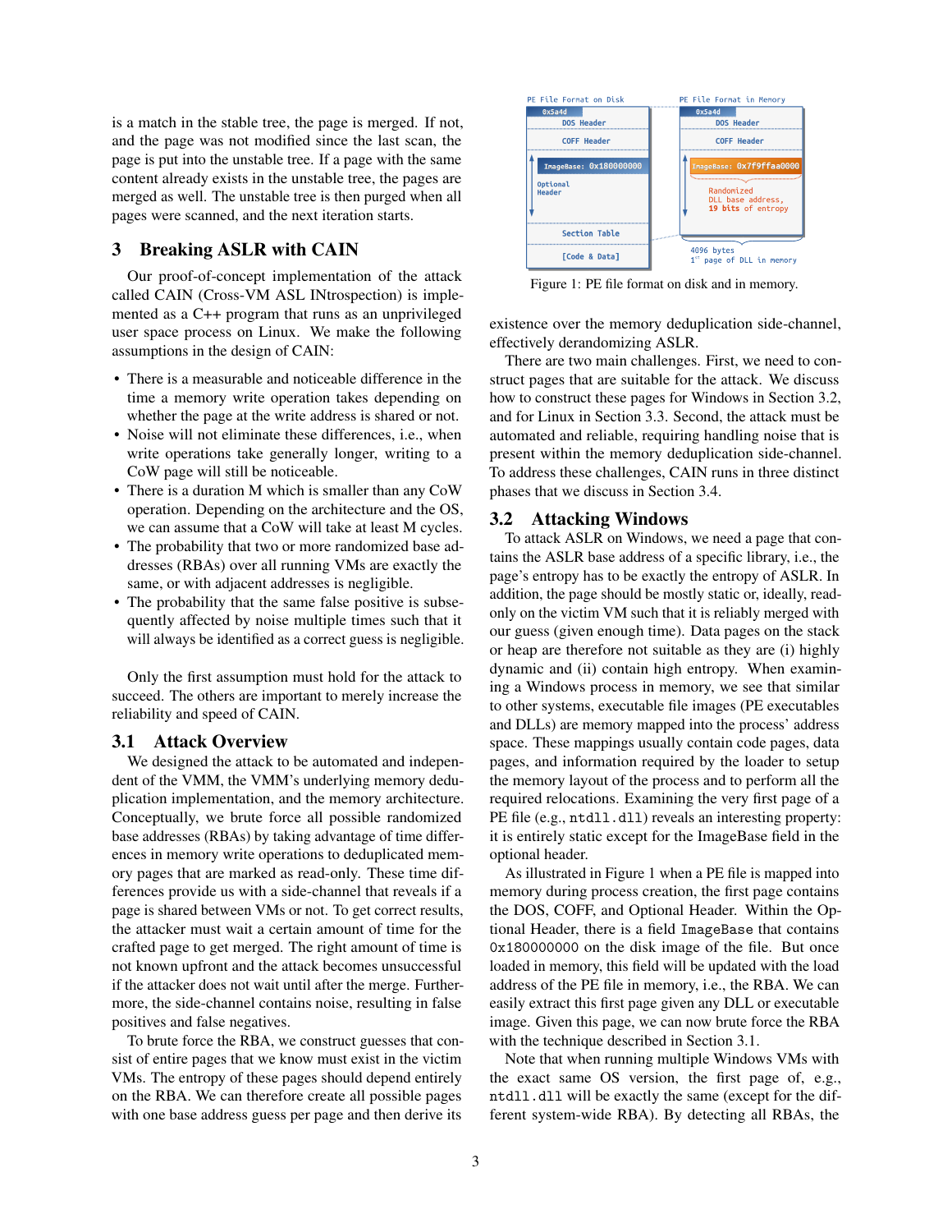is a match in the stable tree, the page is merged. If not, and the page was not modified since the last scan, the page is put into the unstable tree. If a page with the same content already exists in the unstable tree, the pages are merged as well. The unstable tree is then purged when all pages were scanned, and the next iteration starts.

## 3 Breaking ASLR with CAIN

Our proof-of-concept implementation of the attack called CAIN (Cross-VM ASL INtrospection) is implemented as a C++ program that runs as an unprivileged user space process on Linux. We make the following assumptions in the design of CAIN:

- There is a measurable and noticeable difference in the time a memory write operation takes depending on whether the page at the write address is shared or not.
- Noise will not eliminate these differences, i.e., when write operations take generally longer, writing to a CoW page will still be noticeable.
- There is a duration M which is smaller than any CoW operation. Depending on the architecture and the OS, we can assume that a CoW will take at least M cycles.
- The probability that two or more randomized base addresses (RBAs) over all running VMs are exactly the same, or with adjacent addresses is negligible.
- The probability that the same false positive is subsequently affected by noise multiple times such that it will always be identified as a correct guess is negligible.

Only the first assumption must hold for the attack to succeed. The others are important to merely increase the reliability and speed of CAIN.

### 3.1 Attack Overview

We designed the attack to be automated and independent of the VMM, the VMM's underlying memory deduplication implementation, and the memory architecture. Conceptually, we brute force all possible randomized base addresses (RBAs) by taking advantage of time differences in memory write operations to deduplicated memory pages that are marked as read-only. These time differences provide us with a side-channel that reveals if a page is shared between VMs or not. To get correct results, the attacker must wait a certain amount of time for the crafted page to get merged. The right amount of time is not known upfront and the attack becomes unsuccessful if the attacker does not wait until after the merge. Furthermore, the side-channel contains noise, resulting in false positives and false negatives.

To brute force the RBA, we construct guesses that consist of entire pages that we know must exist in the victim VMs. The entropy of these pages should depend entirely on the RBA. We can therefore create all possible pages with one base address guess per page and then derive its existence over the memory deduplication side-channel, effectively derandomizing ASLR.

Figure 1: PE file format on disk and in memory.

There are two main challenges. First, we need to construct pages that are suitable for the attack. We discuss how to construct these pages for Windows in Section 3.2, and for Linux in Section 3.3. Second, the attack must be automated and reliable, requiring handling noise that is present within the memory deduplication side-channel. To address these challenges, CAIN runs in three distinct phases that we discuss in Section 3.4.

### 3.2 Attacking Windows

To attack ASLR on Windows, we need a page that contains the ASLR base address of a specific library, i.e., the page's entropy has to be exactly the entropy of ASLR. In addition, the page should be mostly static or, ideally, read-only on the victim VM such that it is reliably merged with our guess (given enough time). Data pages on the stack or heap are therefore not suitable as they are (i) highly dynamic and (ii) contain high entropy. When examining a Windows process in memory, we see that similar to other systems, executable file images (PE executables and DLLs) are memory mapped into the process' address space. These mappings usually contain code pages, data pages, and information required by the loader to setup the memory layout of the process and to perform all the required relocations. Examining the very first page of a PE file (e.g., `ntdll.dll`) reveals an interesting property: it is entirely static except for the ImageBase field in the optional header.

As illustrated in Figure 1 when a PE file is mapped into memory during process creation, the first page contains the DOS, COFF, and Optional Header. Within the Optional Header, there is a field `ImageBase` that contains `0x180000000` on the disk image of the file. But once loaded in memory, this field will be updated with the load address of the PE file in memory, i.e., the RBA. We can easily extract this first page given any DLL or executable image. Given this page, we can now brute force the RBA with the technique described in Section 3.1.

Note that when running multiple Windows VMs with the exact same OS version, the first page of, e.g., `ntdll.dll` will be exactly the same (except for the different system-wide RBA). By detecting all RBAs, the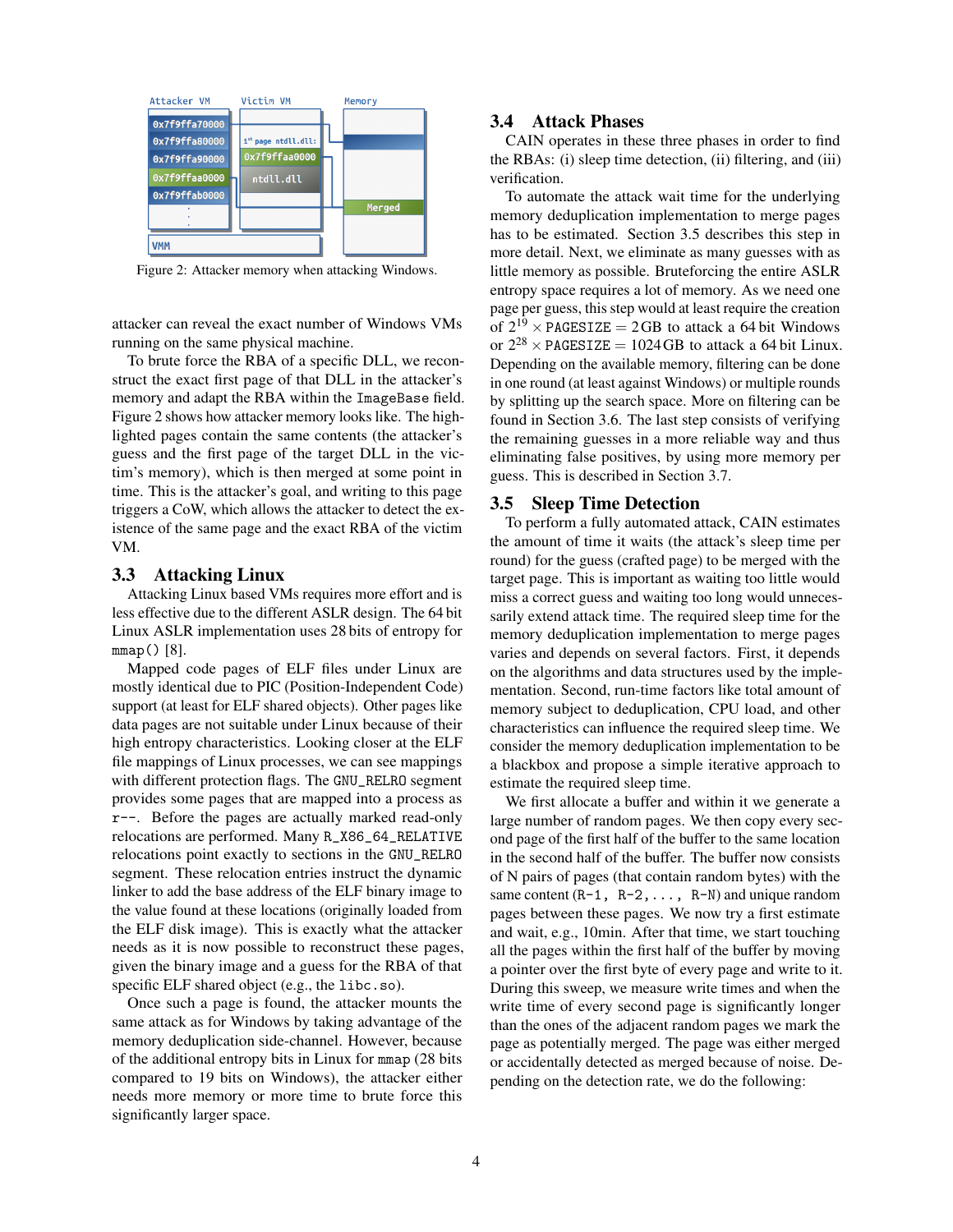Figure 2: Attacker memory when attacking Windows.

attacker can reveal the exact number of Windows VMs running on the same physical machine.

To brute force the RBA of a specific DLL, we reconstruct the exact first page of that DLL in the attacker's memory and adapt the RBA within the `ImageBase` field. Figure 2 shows how attacker memory looks like. The highlighted pages contain the same contents (the attacker's guess and the first page of the target DLL in the victim's memory), which is then merged at some point in time. This is the attacker's goal, and writing to this page triggers a CoW, which allows the attacker to detect the existence of the same page and the exact RBA of the victim VM.

### 3.3 Attacking Linux

Attacking Linux based VMs requires more effort and is less effective due to the different ASLR design. The 64 bit Linux ASLR implementation uses 28 bits of entropy for `mmap()` [8].

Mapped code pages of ELF files under Linux are mostly identical due to PIC (Position-Independent Code) support (at least for ELF shared objects). Other pages like data pages are not suitable under Linux because of their high entropy characteristics. Looking closer at the ELF file mappings of Linux processes, we can see mappings with different protection flags. The `GNU_RELRO` segment provides some pages that are mapped into a process as `r--`. Before the pages are actually marked read-only relocations are performed. Many `R_X86_64_RELATIVE` relocations point exactly to sections in the `GNU_RELRO` segment. These relocation entries instruct the dynamic linker to add the base address of the ELF binary image to the value found at these locations (originally loaded from the ELF disk image). This is exactly what the attacker needs as it is now possible to reconstruct these pages, given the binary image and a guess for the RBA of that specific ELF shared object (e.g., the `libc.so`).

Once such a page is found, the attacker mounts the same attack as for Windows by taking advantage of the memory deduplication side-channel. However, because of the additional entropy bits in Linux for `mmap` (28 bits compared to 19 bits on Windows), the attacker either needs more memory or more time to brute force this significantly larger space.

### 3.4 Attack Phases

CAIN operates in these three phases in order to find the RBAs: (i) sleep time detection, (ii) filtering, and (iii) verification.

To automate the attack wait time for the underlying memory deduplication implementation to merge pages has to be estimated. Section 3.5 describes this step in more detail. Next, we eliminate as many guesses with as little memory as possible. Bruteforcing the entire ASLR entropy space requires a lot of memory. As we need one page per guess, this step would at least require the creation of $2^{19} \times \texttt{PAGESIZE} = 2\,\text{GB}$ to attack a 64 bit Windows or $2^{28} \times \texttt{PAGESIZE} = 1024\,\text{GB}$ to attack a 64 bit Linux. Depending on the available memory, filtering can be done in one round (at least against Windows) or multiple rounds by splitting up the search space. More on filtering can be found in Section 3.6. The last step consists of verifying the remaining guesses in a more reliable way and thus eliminating false positives, by using more memory per guess. This is described in Section 3.7.

### 3.5 Sleep Time Detection

To perform a fully automated attack, CAIN estimates the amount of time it waits (the attack's sleep time per round) for the guess (crafted page) to be merged with the target page. This is important as waiting too little would miss a correct guess and waiting too long would unnecessarily extend attack time. The required sleep time for the memory deduplication implementation to merge pages varies and depends on several factors. First, it depends on the algorithms and data structures used by the implementation. Second, run-time factors like total amount of memory subject to deduplication, CPU load, and other characteristics can influence the required sleep time. We consider the memory deduplication implementation to be a blackbox and propose a simple iterative approach to estimate the required sleep time.

We first allocate a buffer and within it we generate a large number of random pages. We then copy every second page of the first half of the buffer to the same location in the second half of the buffer. The buffer now consists of N pairs of pages (that contain random bytes) with the same content (`R-1, R-2, ..., R-N`) and unique random pages between these pages. We now try a first estimate and wait, e.g., 10min. After that time, we start touching all the pages within the first half of the buffer by moving a pointer over the first byte of every page and write to it. During this sweep, we measure write times and when the write time of every second page is significantly longer than the ones of the adjacent random pages we mark the page as potentially merged. The page was either merged or accidentally detected as merged because of noise. Depending on the detection rate, we do the following: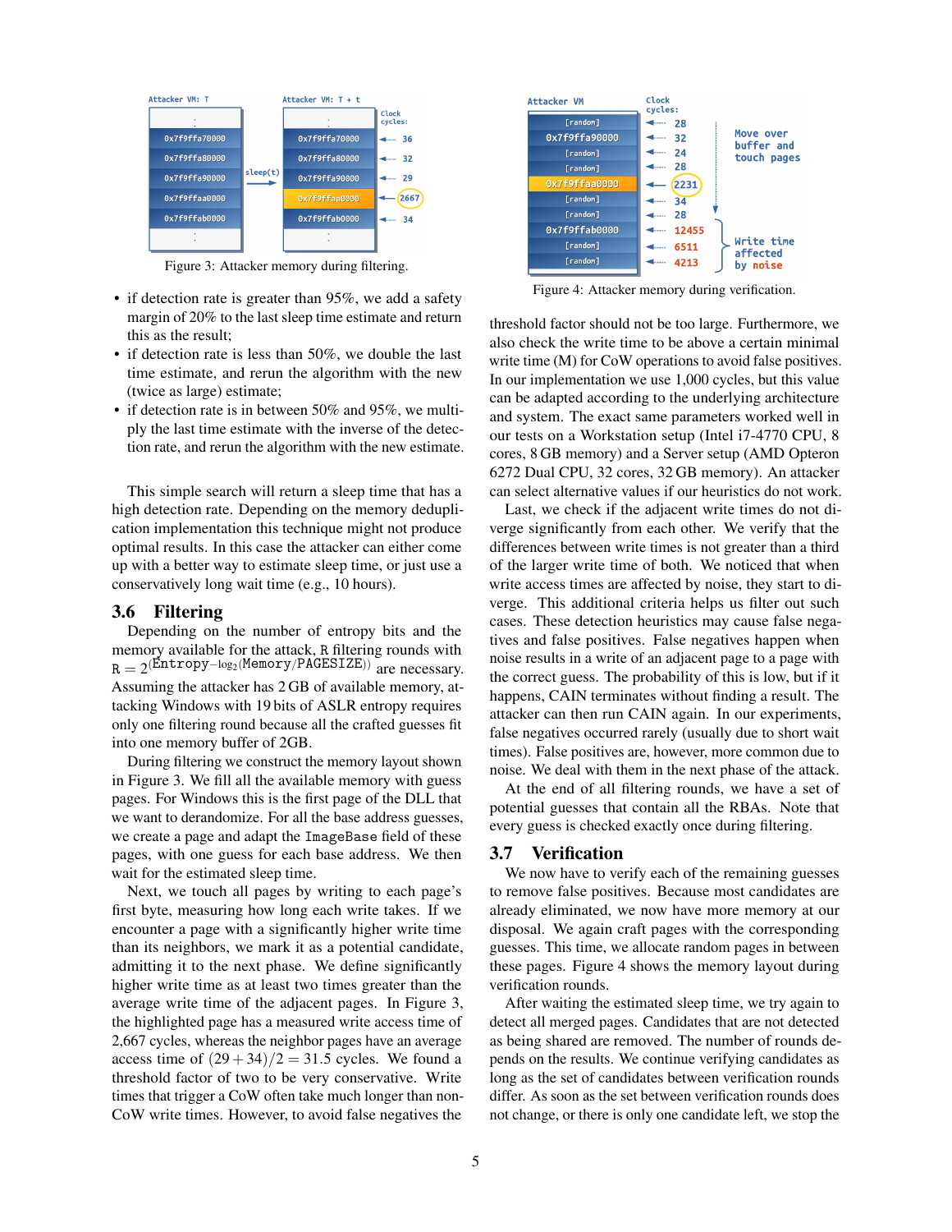Figure 3: Attacker memory during filtering.

- if detection rate is greater than 95%, we add a safety margin of 20% to the last sleep time estimate and return this as the result;
- if detection rate is less than 50%, we double the last time estimate, and rerun the algorithm with the new (twice as large) estimate;
- if detection rate is in between 50% and 95%, we multiply the last time estimate with the inverse of the detection rate, and rerun the algorithm with the new estimate.

This simple search will return a sleep time that has a high detection rate. Depending on the memory deduplication implementation this technique might not produce optimal results. In this case the attacker can either come up with a better way to estimate sleep time, or just use a conservatively long wait time (e.g., 10 hours).

## 3.6 Filtering

Depending on the number of entropy bits and the memory available for the attack, R filtering rounds with $R = 2^{(\texttt{Entropy} - \log_2(\texttt{Memory}/\texttt{PAGESIZE}))}$ are necessary. Assuming the attacker has 2 GB of available memory, attacking Windows with 19 bits of ASLR entropy requires only one filtering round because all the crafted guesses fit into one memory buffer of 2GB.

During filtering we construct the memory layout shown in Figure 3. We fill all the available memory with guess pages. For Windows this is the first page of the DLL that we want to derandomize. For all the base address guesses, we create a page and adapt the `ImageBase` field of these pages, with one guess for each base address. We then wait for the estimated sleep time.

Next, we touch all pages by writing to each page's first byte, measuring how long each write takes. If we encounter a page with a significantly higher write time than its neighbors, we mark it as a potential candidate, admitting it to the next phase. We define significantly higher write time as at least two times greater than the average write time of the adjacent pages. In Figure 3, the highlighted page has a measured write access time of 2,667 cycles, whereas the neighbor pages have an average access time of $(29+34)/2 = 31.5$ cycles. We found a threshold factor of two to be very conservative. Write times that trigger a CoW often take much longer than non-CoW write times. However, to avoid false negatives the threshold factor should not be too large. Furthermore, we also check the write time to be above a certain minimal write time (M) for CoW operations to avoid false positives. In our implementation we use 1,000 cycles, but this value can be adapted according to the underlying architecture and system. The exact same parameters worked well in our tests on a Workstation setup (Intel i7-4770 CPU, 8 cores, 8 GB memory) and a Server setup (AMD Opteron 6272 Dual CPU, 32 cores, 32 GB memory). An attacker can select alternative values if our heuristics do not work.

Last, we check if the adjacent write times do not diverge significantly from each other. We verify that the differences between write times is not greater than a third of the larger write time of both. We noticed that when write access times are affected by noise, they start to diverge. This additional criteria helps us filter out such cases. These detection heuristics may cause false negatives and false positives. False negatives happen when noise results in a write of an adjacent page to a page with the correct guess. The probability of this is low, but if it happens, CAIN terminates without finding a result. The attacker can then run CAIN again. In our experiments, false negatives occurred rarely (usually due to short wait times). False positives are, however, more common due to noise. We deal with them in the next phase of the attack.

At the end of all filtering rounds, we have a set of potential guesses that contain all the RBAs. Note that every guess is checked exactly once during filtering.

Figure 4: Attacker memory during verification.

## 3.7 Verification

We now have to verify each of the remaining guesses to remove false positives. Because most candidates are already eliminated, we now have more memory at our disposal. We again craft pages with the corresponding guesses. This time, we allocate random pages in between these pages. Figure 4 shows the memory layout during verification rounds.

After waiting the estimated sleep time, we try again to detect all merged pages. Candidates that are not detected as being shared are removed. The number of rounds depends on the results. We continue verifying candidates as long as the set of candidates between verification rounds differ. As soon as the set between verification rounds does not change, or there is only one candidate left, we stop the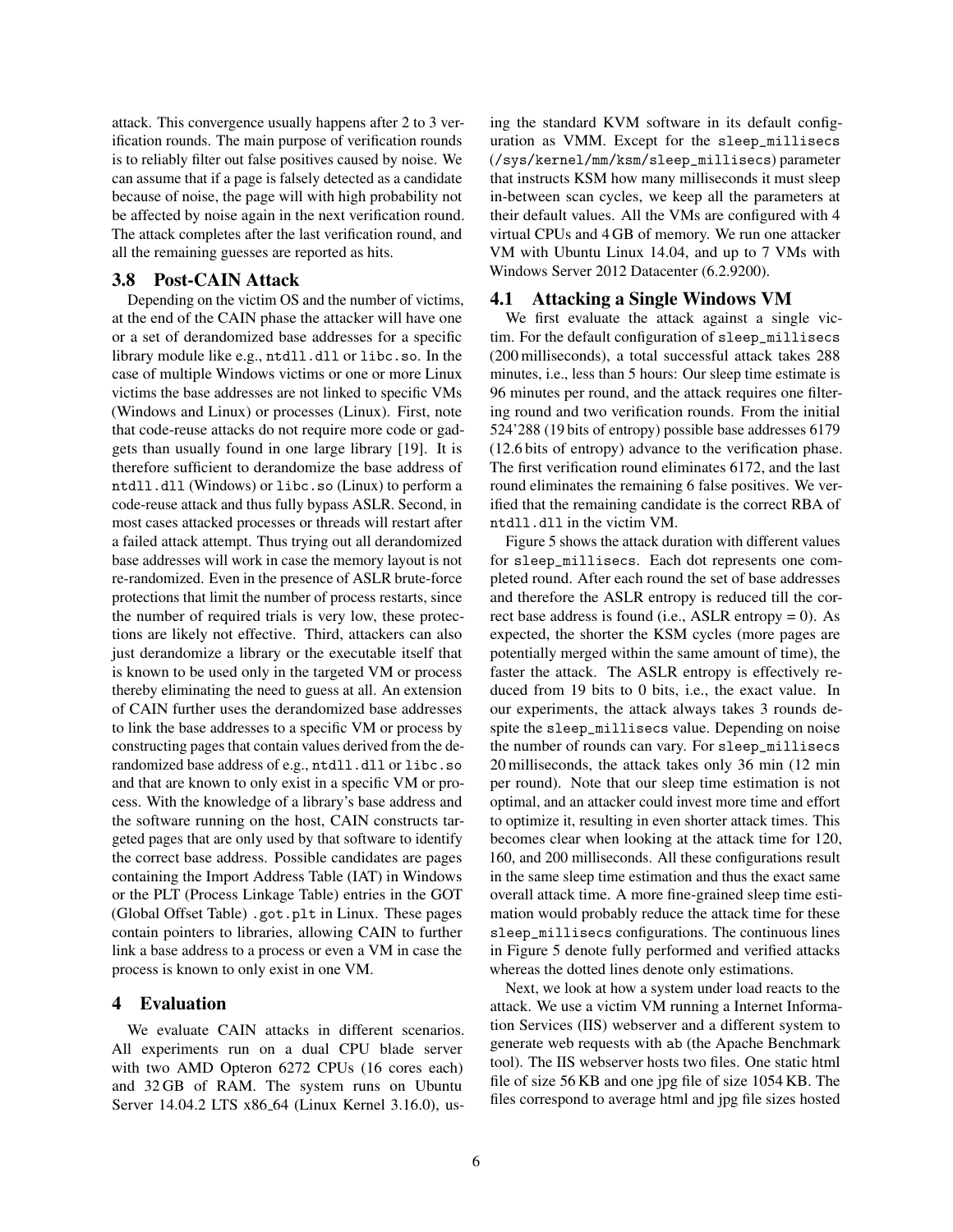attack. This convergence usually happens after 2 to 3 verification rounds. The main purpose of verification rounds is to reliably filter out false positives caused by noise. We can assume that if a page is falsely detected as a candidate because of noise, the page will with high probability not be affected by noise again in the next verification round. The attack completes after the last verification round, and all the remaining guesses are reported as hits.

### 3.8 Post-CAIN Attack

Depending on the victim OS and the number of victims, at the end of the CAIN phase the attacker will have one or a set of derandomized base addresses for a specific library module like e.g., `ntdll.dll` or `libc.so`. In the case of multiple Windows victims or one or more Linux victims the base addresses are not linked to specific VMs (Windows and Linux) or processes (Linux). First, note that code-reuse attacks do not require more code or gadgets than usually found in one large library [19]. It is therefore sufficient to derandomize the base address of `ntdll.dll` (Windows) or `libc.so` (Linux) to perform a code-reuse attack and thus fully bypass ASLR. Second, in most cases attacked processes or threads will restart after a failed attack attempt. Thus trying out all derandomized base addresses will work in case the memory layout is not re-randomized. Even in the presence of ASLR brute-force protections that limit the number of process restarts, since the number of required trials is very low, these protections are likely not effective. Third, attackers can also just derandomize a library or the executable itself that is known to be used only in the targeted VM or process thereby eliminating the need to guess at all. An extension of CAIN further uses the derandomized base addresses to link the base addresses to a specific VM or process by constructing pages that contain values derived from the derandomized base address of e.g., `ntdll.dll` or `libc.so` and that are known to only exist in a specific VM or process. With the knowledge of a library's base address and the software running on the host, CAIN constructs targeted pages that are only used by that software to identify the correct base address. Possible candidates are pages containing the Import Address Table (IAT) in Windows or the PLT (Process Linkage Table) entries in the GOT (Global Offset Table) `.got.plt` in Linux. These pages contain pointers to libraries, allowing CAIN to further link a base address to a process or even a VM in case the process is known to only exist in one VM.

## 4 Evaluation

We evaluate CAIN attacks in different scenarios. All experiments run on a dual CPU blade server with two AMD Opteron 6272 CPUs (16 cores each) and 32 GB of RAM. The system runs on Ubuntu Server 14.04.2 LTS x86_64 (Linux Kernel 3.16.0), using the standard KVM software in its default configuration as VMM. Except for the `sleep_millisecs` (`/sys/kernel/mm/ksm/sleep_millisecs`) parameter that instructs KSM how many milliseconds it must sleep in-between scan cycles, we keep all the parameters at their default values. All the VMs are configured with 4 virtual CPUs and 4 GB of memory. We run one attacker VM with Ubuntu Linux 14.04, and up to 7 VMs with Windows Server 2012 Datacenter (6.2.9200).

### 4.1 Attacking a Single Windows VM

We first evaluate the attack against a single victim. For the default configuration of `sleep_millisecs` (200 milliseconds), a total successful attack takes 288 minutes, i.e., less than 5 hours: Our sleep time estimate is 96 minutes per round, and the attack requires one filtering round and two verification rounds. From the initial 524'288 (19 bits of entropy) possible base addresses 6179 (12.6 bits of entropy) advance to the verification phase. The first verification round eliminates 6172, and the last round eliminates the remaining 6 false positives. We verified that the remaining candidate is the correct RBA of `ntdll.dll` in the victim VM.

Figure 5 shows the attack duration with different values for `sleep_millisecs`. Each dot represents one completed round. After each round the set of base addresses and therefore the ASLR entropy is reduced till the correct base address is found (i.e., ASLR entropy = 0). As expected, the shorter the KSM cycles (more pages are potentially merged within the same amount of time), the faster the attack. The ASLR entropy is effectively reduced from 19 bits to 0 bits, i.e., the exact value. In our experiments, the attack always takes 3 rounds despite the `sleep_millisecs` value. Depending on noise the number of rounds can vary. For `sleep_millisecs` 20 milliseconds, the attack takes only 36 min (12 min per round). Note that our sleep time estimation is not optimal, and an attacker could invest more time and effort to optimize it, resulting in even shorter attack times. This becomes clear when looking at the attack time for 120, 160, and 200 milliseconds. All these configurations result in the same sleep time estimation and thus the exact same overall attack time. A more fine-grained sleep time estimation would probably reduce the attack time for these `sleep_millisecs` configurations. The continuous lines in Figure 5 denote fully performed and verified attacks whereas the dotted lines denote only estimations.

Next, we look at how a system under load reacts to the attack. We use a victim VM running a Internet Information Services (IIS) webserver and a different system to generate web requests with `ab` (the Apache Benchmark tool). The IIS webserver hosts two files. One static html file of size 56 KB and one jpg file of size 1054 KB. The files correspond to average html and jpg file sizes hosted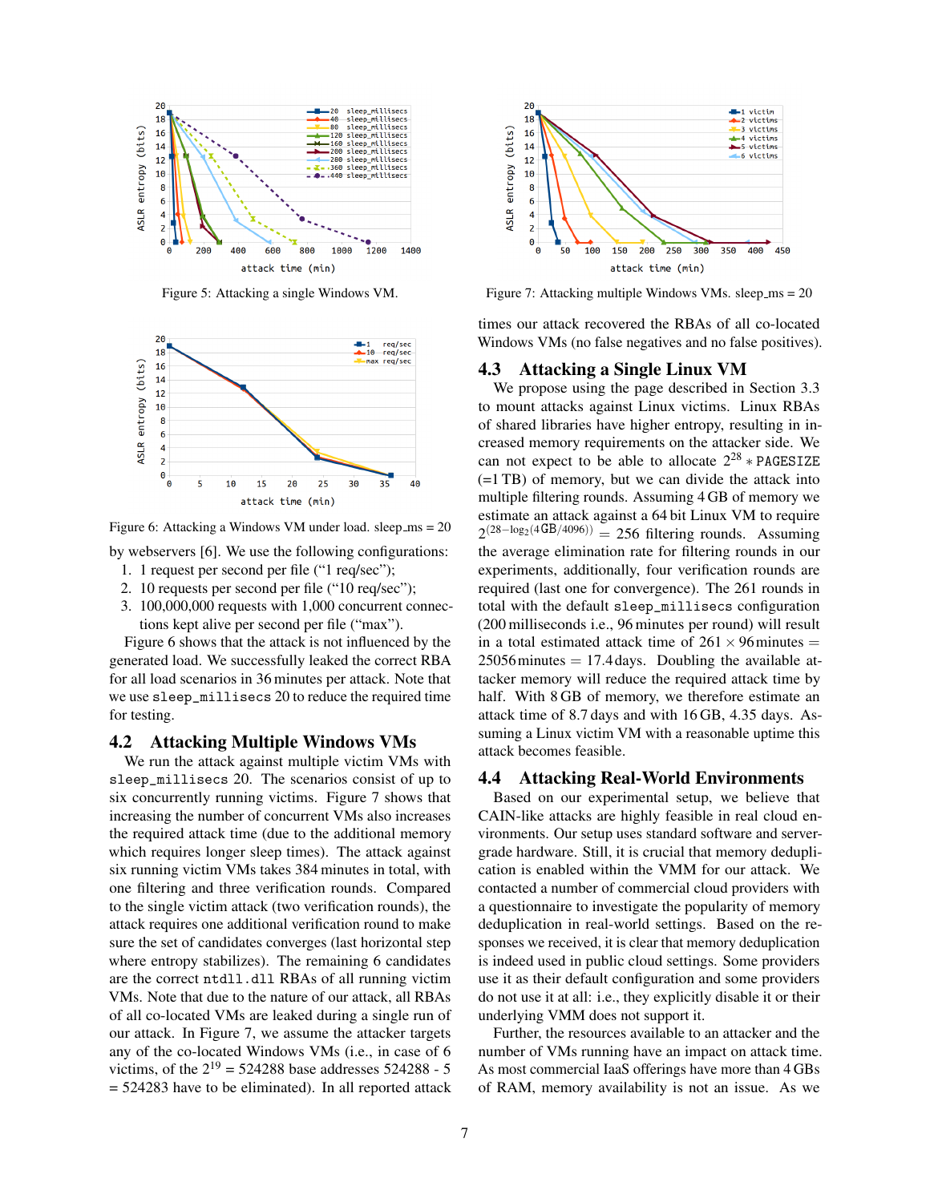Figure 5: Attacking a single Windows VM.

Figure 6: Attacking a Windows VM under load. sleep_ms = 20

by webservers [6]. We use the following configurations:

1. 1 request per second per file (“1 req/sec”);
2. 10 requests per second per file (“10 req/sec”);
3. 100,000,000 requests with 1,000 concurrent connections kept alive per second per file (“max”).

Figure 6 shows that the attack is not influenced by the generated load. We successfully leaked the correct RBA for all load scenarios in 36 minutes per attack. Note that we use `sleep_millisecs` 20 to reduce the required time for testing.

## 4.2 Attacking Multiple Windows VMs

We run the attack against multiple victim VMs with `sleep_millisecs` 20. The scenarios consist of up to six concurrently running victims. Figure 7 shows that increasing the number of concurrent VMs also increases the required attack time (due to the additional memory which requires longer sleep times). The attack against six running victim VMs takes 384 minutes in total, with one filtering and three verification rounds. Compared to the single victim attack (two verification rounds), the attack requires one additional verification round to make sure the set of candidates converges (last horizontal step where entropy stabilizes). The remaining 6 candidates are the correct `ntdll.dll` RBAs of all running victim VMs. Note that due to the nature of our attack, all RBAs of all co-located VMs are leaked during a single run of our attack. In Figure 7, we assume the attacker targets any of the co-located Windows VMs (i.e., in case of 6 victims, of the $2^{19}$ = 524288 base addresses 524288 - 5 = 524283 have to be eliminated). In all reported attack

Figure 7: Attacking multiple Windows VMs. sleep_ms = 20

times our attack recovered the RBAs of all co-located Windows VMs (no false negatives and no false positives).

## 4.3 Attacking a Single Linux VM

We propose using the page described in Section 3.3 to mount attacks against Linux victims. Linux RBAs of shared libraries have higher entropy, resulting in increased memory requirements on the attacker side. We can not expect to be able to allocate $2^{28} * \texttt{PAGESIZE}$ (=1 TB) of memory, but we can divide the attack into multiple filtering rounds. Assuming 4 GB of memory we estimate an attack against a 64 bit Linux VM to require $2^{(28-\log_2(4\,\text{GB}/4096))} = 256$ filtering rounds. Assuming the average elimination rate for filtering rounds in our experiments, additionally, four verification rounds are required (last one for convergence). The 261 rounds in total with the default `sleep_millisecs` configuration (200 milliseconds i.e., 96 minutes per round) will result in a total estimated attack time of $261 \times 96$ minutes = 25056 minutes = 17.4 days. Doubling the available attacker memory will reduce the required attack time by half. With 8 GB of memory, we therefore estimate an attack time of 8.7 days and with 16 GB, 4.35 days. Assuming a Linux victim VM with a reasonable uptime this attack becomes feasible.

## 4.4 Attacking Real-World Environments

Based on our experimental setup, we believe that CAIN-like attacks are highly feasible in real cloud environments. Our setup uses standard software and server-grade hardware. Still, it is crucial that memory deduplication is enabled within the VMM for our attack. We contacted a number of commercial cloud providers with a questionnaire to investigate the popularity of memory deduplication in real-world settings. Based on the responses we received, it is clear that memory deduplication is indeed used in public cloud settings. Some providers use it as their default configuration and some providers do not use it at all: i.e., they explicitly disable it or their underlying VMM does not support it.

Further, the resources available to an attacker and the number of VMs running have an impact on attack time. As most commercial IaaS offerings have more than 4 GBs of RAM, memory availability is not an issue. As we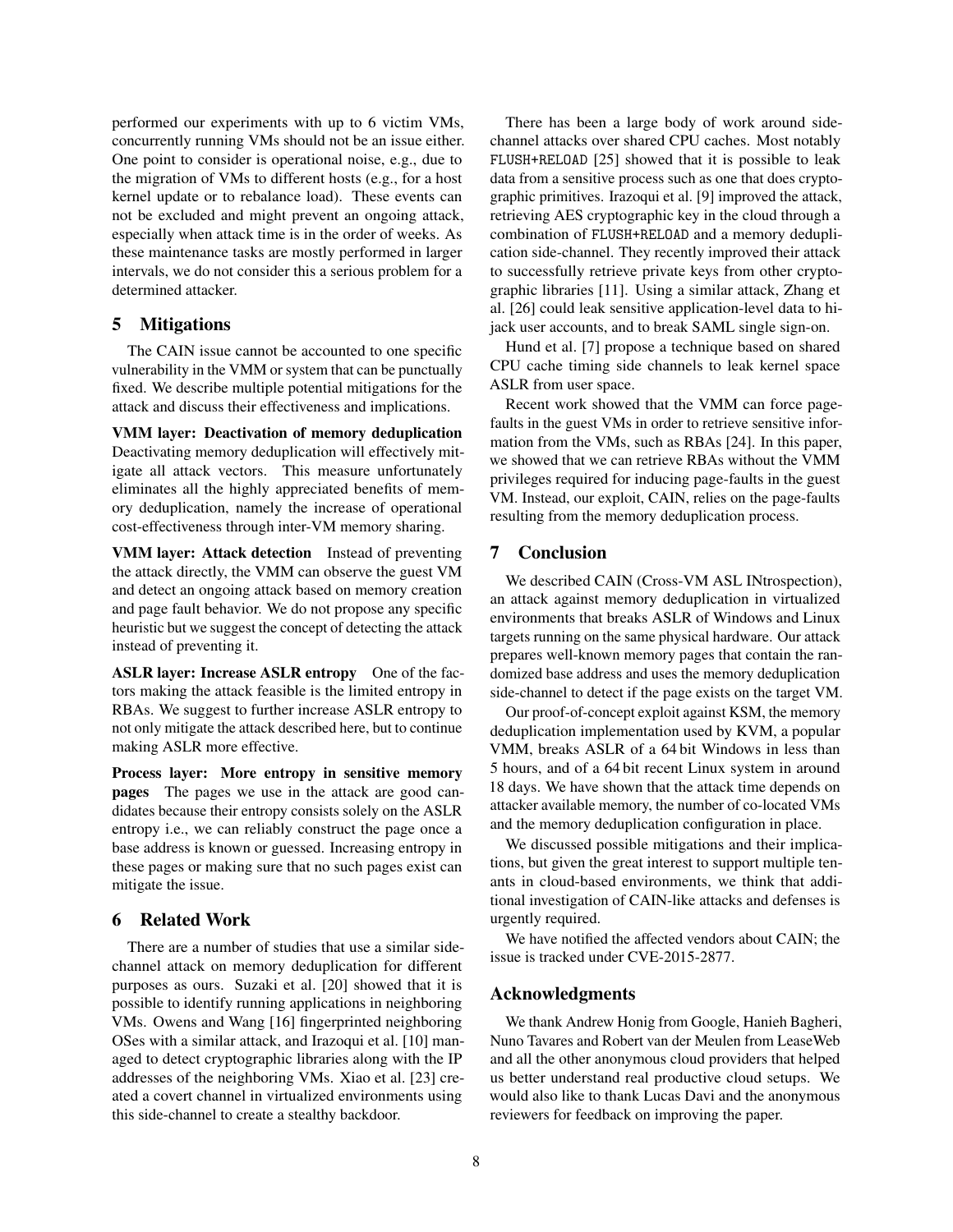performed our experiments with up to 6 victim VMs, concurrently running VMs should not be an issue either. One point to consider is operational noise, e.g., due to the migration of VMs to different hosts (e.g., for a host kernel update or to rebalance load). These events can not be excluded and might prevent an ongoing attack, especially when attack time is in the order of weeks. As these maintenance tasks are mostly performed in larger intervals, we do not consider this a serious problem for a determined attacker.

## 5 Mitigations

The CAIN issue cannot be accounted to one specific vulnerability in the VMM or system that can be punctually fixed. We describe multiple potential mitigations for the attack and discuss their effectiveness and implications.

**VMM layer: Deactivation of memory deduplication** Deactivating memory deduplication will effectively mitigate all attack vectors. This measure unfortunately eliminates all the highly appreciated benefits of memory deduplication, namely the increase of operational cost-effectiveness through inter-VM memory sharing.

**VMM layer: Attack detection** Instead of preventing the attack directly, the VMM can observe the guest VM and detect an ongoing attack based on memory creation and page fault behavior. We do not propose any specific heuristic but we suggest the concept of detecting the attack instead of preventing it.

**ASLR layer: Increase ASLR entropy** One of the factors making the attack feasible is the limited entropy in RBAs. We suggest to further increase ASLR entropy to not only mitigate the attack described here, but to continue making ASLR more effective.

**Process layer: More entropy in sensitive memory pages** The pages we use in the attack are good candidates because their entropy consists solely on the ASLR entropy i.e., we can reliably construct the page once a base address is known or guessed. Increasing entropy in these pages or making sure that no such pages exist can mitigate the issue.

## 6 Related Work

There are a number of studies that use a similar side-channel attack on memory deduplication for different purposes as ours. Suzaki et al. [20] showed that it is possible to identify running applications in neighboring VMs. Owens and Wang [16] fingerprinted neighboring OSes with a similar attack, and Irazoqui et al. [10] managed to detect cryptographic libraries along with the IP addresses of the neighboring VMs. Xiao et al. [23] created a covert channel in virtualized environments using this side-channel to create a stealthy backdoor.

There has been a large body of work around side-channel attacks over shared CPU caches. Most notably FLUSH+RELOAD [25] showed that it is possible to leak data from a sensitive process such as one that does cryptographic primitives. Irazoqui et al. [9] improved the attack, retrieving AES cryptographic key in the cloud through a combination of FLUSH+RELOAD and a memory deduplication side-channel. They recently improved their attack to successfully retrieve private keys from other cryptographic libraries [11]. Using a similar attack, Zhang et al. [26] could leak sensitive application-level data to hijack user accounts, and to break SAML single sign-on.

Hund et al. [7] propose a technique based on shared CPU cache timing side channels to leak kernel space ASLR from user space.

Recent work showed that the VMM can force page-faults in the guest VMs in order to retrieve sensitive information from the VMs, such as RBAs [24]. In this paper, we showed that we can retrieve RBAs without the VMM privileges required for inducing page-faults in the guest VM. Instead, our exploit, CAIN, relies on the page-faults resulting from the memory deduplication process.

## 7 Conclusion

We described CAIN (Cross-VM ASL INtrospection), an attack against memory deduplication in virtualized environments that breaks ASLR of Windows and Linux targets running on the same physical hardware. Our attack prepares well-known memory pages that contain the randomized base address and uses the memory deduplication side-channel to detect if the page exists on the target VM.

Our proof-of-concept exploit against KSM, the memory deduplication implementation used by KVM, a popular VMM, breaks ASLR of a 64 bit Windows in less than 5 hours, and of a 64 bit recent Linux system in around 18 days. We have shown that the attack time depends on attacker available memory, the number of co-located VMs and the memory deduplication configuration in place.

We discussed possible mitigations and their implications, but given the great interest to support multiple tenants in cloud-based environments, we think that additional investigation of CAIN-like attacks and defenses is urgently required.

We have notified the affected vendors about CAIN; the issue is tracked under CVE-2015-2877.

## Acknowledgments

We thank Andrew Honig from Google, Hanieh Bagheri, Nuno Tavares and Robert van der Meulen from LeaseWeb and all the other anonymous cloud providers that helped us better understand real productive cloud setups. We would also like to thank Lucas Davi and the anonymous reviewers for feedback on improving the paper.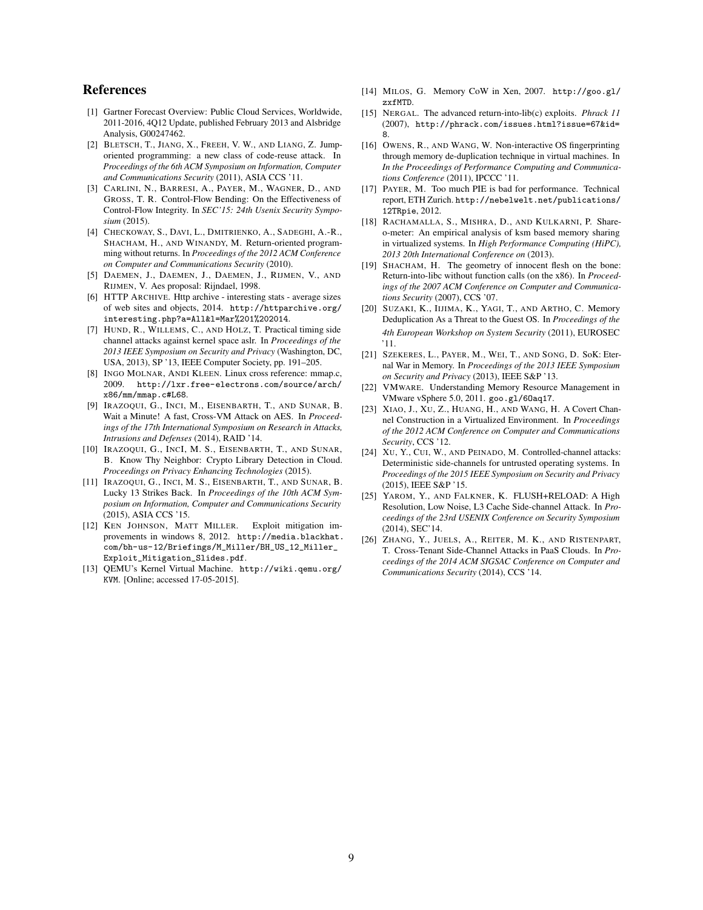## References

[1] Gartner Forecast Overview: Public Cloud Services, Worldwide, 2011-2016, 4Q12 Update, published February 2013 and Alsbridge Analysis, G00247462.

[2] BLETSCH, T., JIANG, X., FREEH, V. W., AND LIANG, Z. Jump-oriented programming: a new class of code-reuse attack. In *Proceedings of the 6th ACM Symposium on Information, Computer and Communications Security* (2011), ASIA CCS '11.

[3] CARLINI, N., BARRESI, A., PAYER, M., WAGNER, D., AND GROSS, T. R. Control-Flow Bending: On the Effectiveness of Control-Flow Integrity. In *SEC'15: 24th Usenix Security Symposium* (2015).

[4] CHECKOWAY, S., DAVI, L., DMITRIENKO, A., SADEGHI, A.-R., SHACHAM, H., AND WINANDY, M. Return-oriented programming without returns. In *Proceedings of the 2012 ACM Conference on Computer and Communications Security* (2010).

[5] DAEMEN, J., DAEMEN, J., DAEMEN, J., RIJMEN, V., AND RIJMEN, V. Aes proposal: Rijndael, 1998.

[6] HTTP ARCHIVE. Http archive - interesting stats - average sizes of web sites and objects, 2014. http://httparchive.org/interesting.php?a=All&l=Mar%201%202014.

[7] HUND, R., WILLEMS, C., AND HOLZ, T. Practical timing side channel attacks against kernel space aslr. In *Proceedings of the 2013 IEEE Symposium on Security and Privacy* (Washington, DC, USA, 2013), SP '13, IEEE Computer Society, pp. 191–205.

[8] INGO MOLNAR, ANDI KLEEN. Linux cross reference: mmap.c, 2009. http://lxr.free-electrons.com/source/arch/x86/mm/mmap.c#L68.

[9] IRAZOQUI, G., INCI, M., EISENBARTH, T., AND SUNAR, B. Wait a Minute! A fast, Cross-VM Attack on AES. In *Proceedings of the 17th International Symposium on Research in Attacks, Intrusions and Defenses* (2014), RAID '14.

[10] IRAZOQUI, G., INCI, M. S., EISENBARTH, T., AND SUNAR, B. Know Thy Neighbor: Crypto Library Detection in Cloud. *Proceedings on Privacy Enhancing Technologies* (2015).

[11] IRAZOQUI, G., INCI, M. S., EISENBARTH, T., AND SUNAR, B. Lucky 13 Strikes Back. In *Proceedings of the 10th ACM Symposium on Information, Computer and Communications Security* (2015), ASIA CCS '15.

[12] KEN JOHNSON, MATT MILLER. Exploit mitigation improvements in windows 8, 2012. http://media.blackhat.com/bh-us-12/Briefings/M_Miller/BH_US_12_Miller_Exploit_Mitigation_Slides.pdf.

[13] QEMU's Kernel Virtual Machine. http://wiki.qemu.org/KVM. [Online; accessed 17-05-2015].

[14] MILOS, G. Memory CoW in Xen, 2007. http://goo.gl/zxfMTD.

[15] NERGAL. The advanced return-into-lib(c) exploits. *Phrack 11* (2007), http://phrack.com/issues.html?issue=67&id=8.

[16] OWENS, R., AND WANG, W. Non-interactive OS fingerprinting through memory de-duplication technique in virtual machines. In *In the Proceedings of Performance Computing and Communications Conference* (2011), IPCCC '11.

[17] PAYER, M. Too much PIE is bad for performance. Technical report, ETH Zurich. http://nebelwelt.net/publications/12TRpie, 2012.

[18] RACHAMALLA, S., MISHRA, D., AND KULKARNI, P. Share-o-meter: An empirical analysis of ksm based memory sharing in virtualized systems. In *High Performance Computing (HiPC), 2013 20th International Conference on* (2013).

[19] SHACHAM, H. The geometry of innocent flesh on the bone: Return-into-libc without function calls (on the x86). In *Proceedings of the 2007 ACM Conference on Computer and Communications Security* (2007), CCS '07.

[20] SUZAKI, K., IIJIMA, K., YAGI, T., AND ARTHO, C. Memory Deduplication As a Threat to the Guest OS. In *Proceedings of the 4th European Workshop on System Security* (2011), EUROSEC '11.

[21] SZEKERES, L., PAYER, M., WEI, T., AND SONG, D. SoK: Eternal War in Memory. In *Proceedings of the 2013 IEEE Symposium on Security and Privacy* (2013), IEEE S&P '13.

[22] VMWARE. Understanding Memory Resource Management in VMware vSphere 5.0, 2011. goo.gl/6Oaq17.

[23] XIAO, J., XU, Z., HUANG, H., AND WANG, H. A Covert Channel Construction in a Virtualized Environment. In *Proceedings of the 2012 ACM Conference on Computer and Communications Security*, CCS '12.

[24] XU, Y., CUI, W., AND PEINADO, M. Controlled-channel attacks: Deterministic side-channels for untrusted operating systems. In *Proceedings of the 2015 IEEE Symposium on Security and Privacy* (2015), IEEE S&P '15.

[25] YAROM, Y., AND FALKNER, K. FLUSH+RELOAD: A High Resolution, Low Noise, L3 Cache Side-channel Attack. In *Proceedings of the 23rd USENIX Conference on Security Symposium* (2014), SEC'14.

[26] ZHANG, Y., JUELS, A., REITER, M. K., AND RISTENPART, T. Cross-Tenant Side-Channel Attacks in PaaS Clouds. In *Proceedings of the 2014 ACM SIGSAC Conference on Computer and Communications Security* (2014), CCS '14.